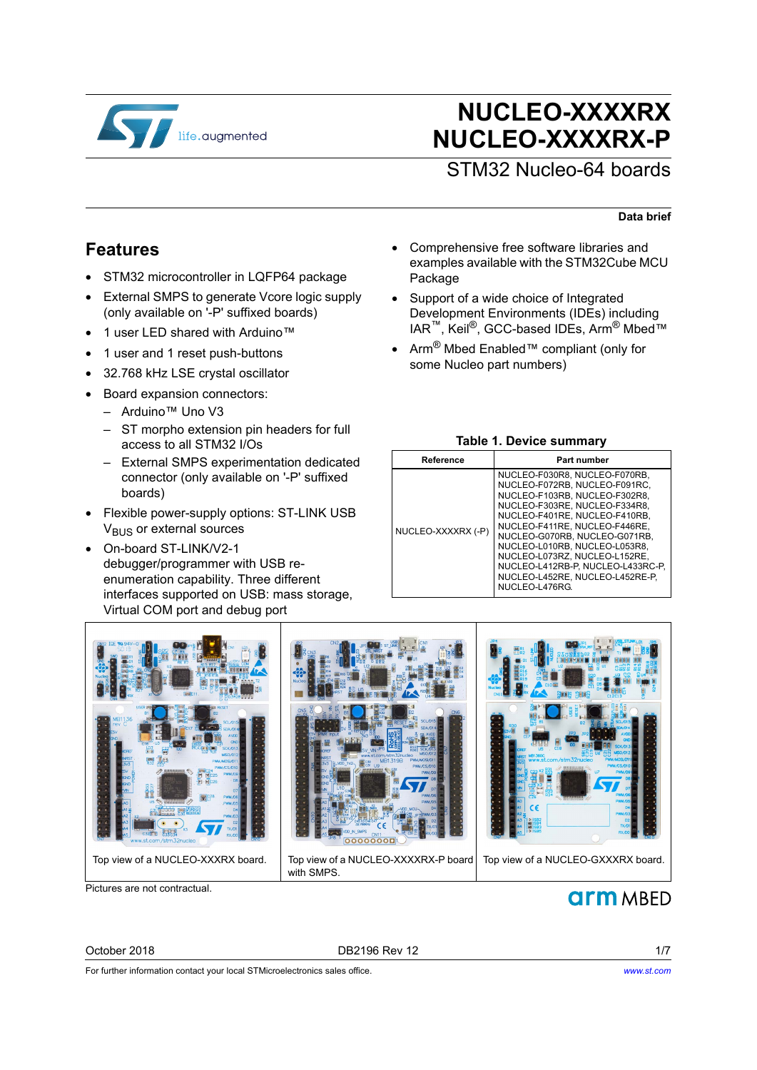# NUCLEO-XXXXRX
# NUCLEO-XXXXRX-P

## STM32 Nucleo-64 boards

**Data brief**

## Features

- STM32 microcontroller in LQFP64 package
- External SMPS to generate Vcore logic supply (only available on '-P' suffixed boards)
- 1 user LED shared with Arduino™
- 1 user and 1 reset push-buttons
- 32.768 kHz LSE crystal oscillator
- Board expansion connectors:
  - Arduino™ Uno V3
  - ST morpho extension pin headers for full access to all STM32 I/Os
  - External SMPS experimentation dedicated connector (only available on '-P' suffixed boards)
- Flexible power-supply options: ST-LINK USB $V_{BUS}$ or external sources
- On-board ST-LINK/V2-1 debugger/programmer with USB re-enumeration capability. Three different interfaces supported on USB: mass storage, Virtual COM port and debug port
- Comprehensive free software libraries and examples available with the STM32Cube MCU Package
- Support of a wide choice of Integrated Development Environments (IDEs) including IAR™, Keil®, GCC-based IDEs, Arm® Mbed™
- Arm® Mbed Enabled™ compliant (only for some Nucleo part numbers)

**Table 1. Device summary**

| Reference | Part number |
|---|---|
| NUCLEO-XXXXRX (-P) | NUCLEO-F030R8, NUCLEO-F070RB, NUCLEO-F072RB, NUCLEO-F091RC, NUCLEO-F103RB, NUCLEO-F302R8, NUCLEO-F303RE, NUCLEO-F334R8, NUCLEO-F401RE, NUCLEO-F410RB, NUCLEO-F411RE, NUCLEO-F446RE, NUCLEO-G070RB, NUCLEO-G071RB, NUCLEO-L010RB, NUCLEO-L053R8, NUCLEO-L073RZ, NUCLEO-L152RE, NUCLEO-L412RB-P, NUCLEO-L433RC-P, NUCLEO-L452RE, NUCLEO-L452RE-P, NUCLEO-L476RG. |

Top view of a NUCLEO-XXXRX board.

Top view of a NUCLEO-XXXXRX-P board with SMPS.

Top view of a NUCLEO-GXXXRX board.

Pictures are not contractual.

October 2018 DB2196 Rev 12

For further information contact your local STMicroelectronics sales office. www.st.com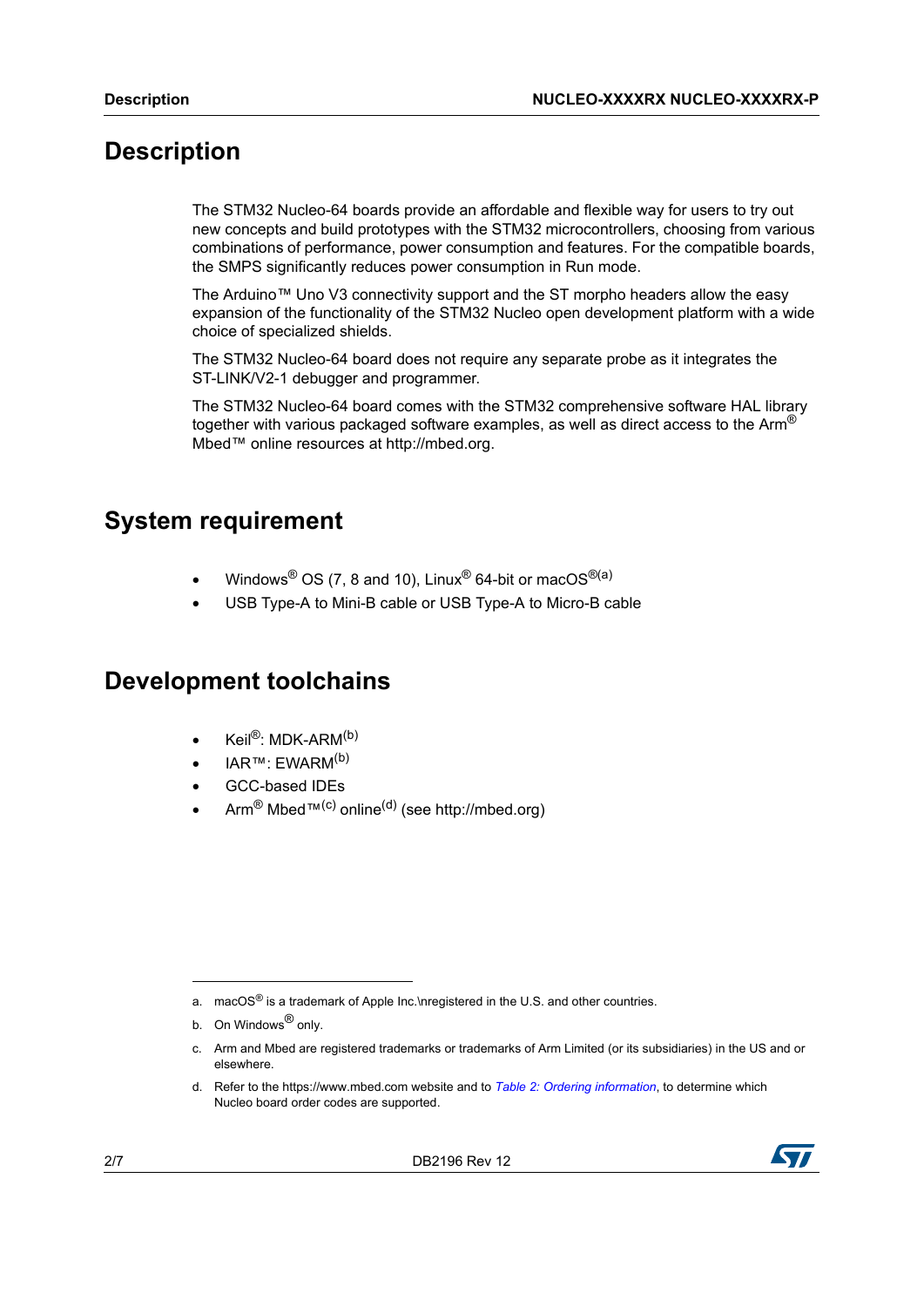# Description

The STM32 Nucleo-64 boards provide an affordable and flexible way for users to try out new concepts and build prototypes with the STM32 microcontrollers, choosing from various combinations of performance, power consumption and features. For the compatible boards, the SMPS significantly reduces power consumption in Run mode.

The Arduino™ Uno V3 connectivity support and the ST morpho headers allow the easy expansion of the functionality of the STM32 Nucleo open development platform with a wide choice of specialized shields.

The STM32 Nucleo-64 board does not require any separate probe as it integrates the ST-LINK/V2-1 debugger and programmer.

The STM32 Nucleo-64 board comes with the STM32 comprehensive software HAL library together with various packaged software examples, as well as direct access to the Arm® Mbed™ online resources at http://mbed.org.

# System requirement

- Windows® OS (7, 8 and 10), Linux® 64-bit or macOS®[a]
- USB Type-A to Mini-B cable or USB Type-A to Micro-B cable

# Development toolchains

- Keil®: MDK-ARM[b]
- IAR™: EWARM[b]
- GCC-based IDEs
- Arm® Mbed™[c] online[d] (see http://mbed.org)

---

a. macOS® is a trademark of Apple Inc.\nregistered in the U.S. and other countries.

b. On Windows® only.

c. Arm and Mbed are registered trademarks or trademarks of Arm Limited (or its subsidiaries) in the US and or elsewhere.

d. Refer to the https://www.mbed.com website and to *Table 2: Ordering information*, to determine which Nucleo board order codes are supported.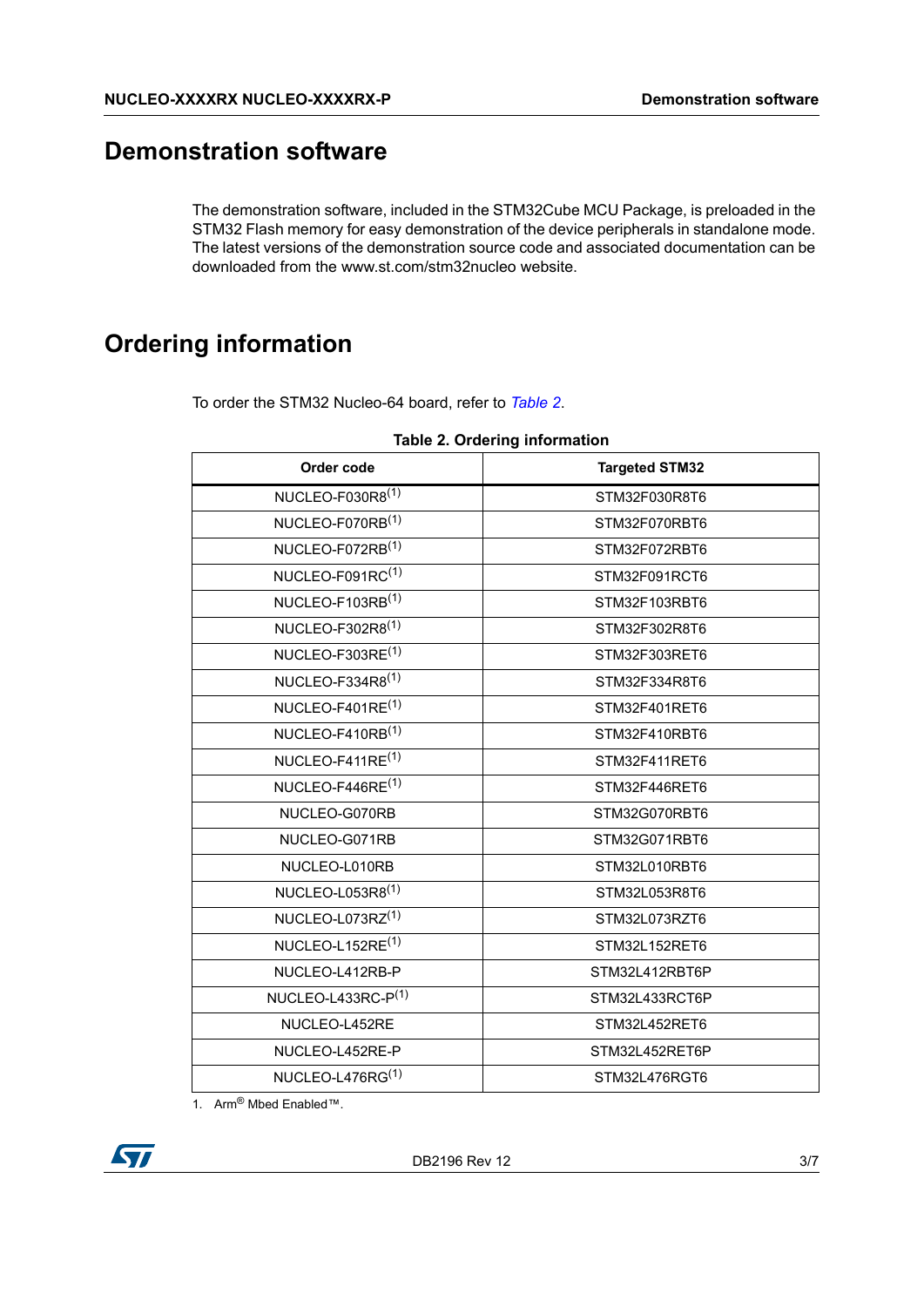# Demonstration software

The demonstration software, included in the STM32Cube MCU Package, is preloaded in the STM32 Flash memory for easy demonstration of the device peripherals in standalone mode. The latest versions of the demonstration source code and associated documentation can be downloaded from the www.st.com/stm32nucleo website.

# Ordering information

To order the STM32 Nucleo-64 board, refer to *Table 2*.

**Table 2. Ordering information**

| Order code | Targeted STM32 |
|---|---|
| NUCLEO-F030R8[1] | STM32F030R8T6 |
| NUCLEO-F070RB[1] | STM32F070RBT6 |
| NUCLEO-F072RB[1] | STM32F072RBT6 |
| NUCLEO-F091RC[1] | STM32F091RCT6 |
| NUCLEO-F103RB[1] | STM32F103RBT6 |
| NUCLEO-F302R8[1] | STM32F302R8T6 |
| NUCLEO-F303RE[1] | STM32F303RET6 |
| NUCLEO-F334R8[1] | STM32F334R8T6 |
| NUCLEO-F401RE[1] | STM32F401RET6 |
| NUCLEO-F410RB[1] | STM32F410RBT6 |
| NUCLEO-F411RE[1] | STM32F411RET6 |
| NUCLEO-F446RE[1] | STM32F446RET6 |
| NUCLEO-G070RB | STM32G070RBT6 |
| NUCLEO-G071RB | STM32G071RBT6 |
| NUCLEO-L010RB | STM32L010RBT6 |
| NUCLEO-L053R8[1] | STM32L053R8T6 |
| NUCLEO-L073RZ[1] | STM32L073RZT6 |
| NUCLEO-L152RE[1] | STM32L152RET6 |
| NUCLEO-L412RB-P | STM32L412RBT6P |
| NUCLEO-L433RC-P[1] | STM32L433RCT6P |
| NUCLEO-L452RE | STM32L452RET6 |
| NUCLEO-L452RE-P | STM32L452RET6P |
| NUCLEO-L476RG[1] | STM32L476RGT6 |

1. Arm® Mbed Enabled™.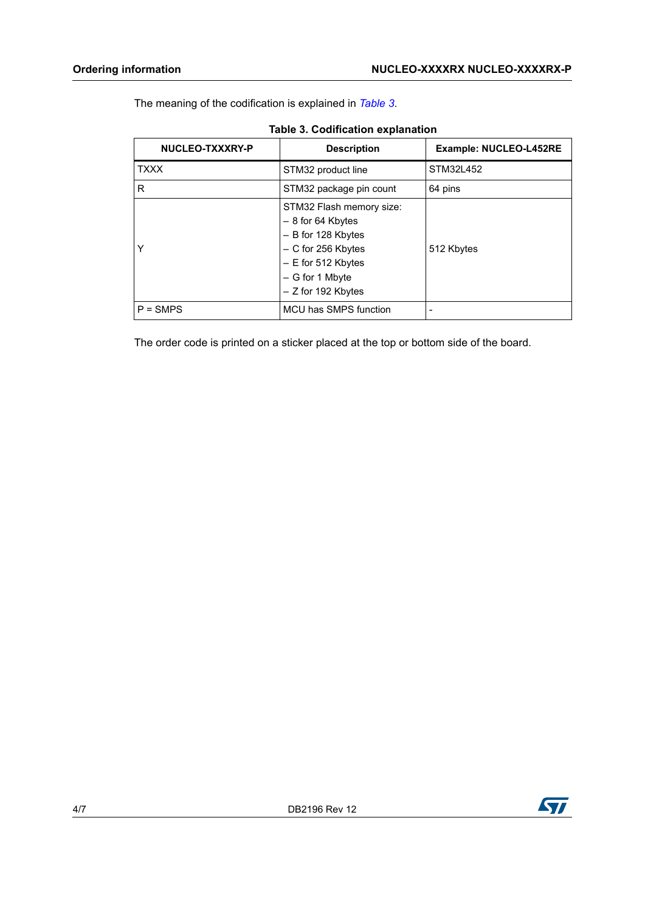The meaning of the codification is explained in *Table 3*.

**Table 3. Codification explanation**

| NUCLEO-TXXXRY-P | Description | Example: NUCLEO-L452RE |
|---|---|---|
| TXXX | STM32 product line | STM32L452 |
| R | STM32 package pin count | 64 pins |
| Y | STM32 Flash memory size:<br>– 8 for 64 Kbytes<br>– B for 128 Kbytes<br>– C for 256 Kbytes<br>– E for 512 Kbytes<br>– G for 1 Mbyte<br>– Z for 192 Kbytes | 512 Kbytes |
| P = SMPS | MCU has SMPS function | - |

The order code is printed on a sticker placed at the top or bottom side of the board.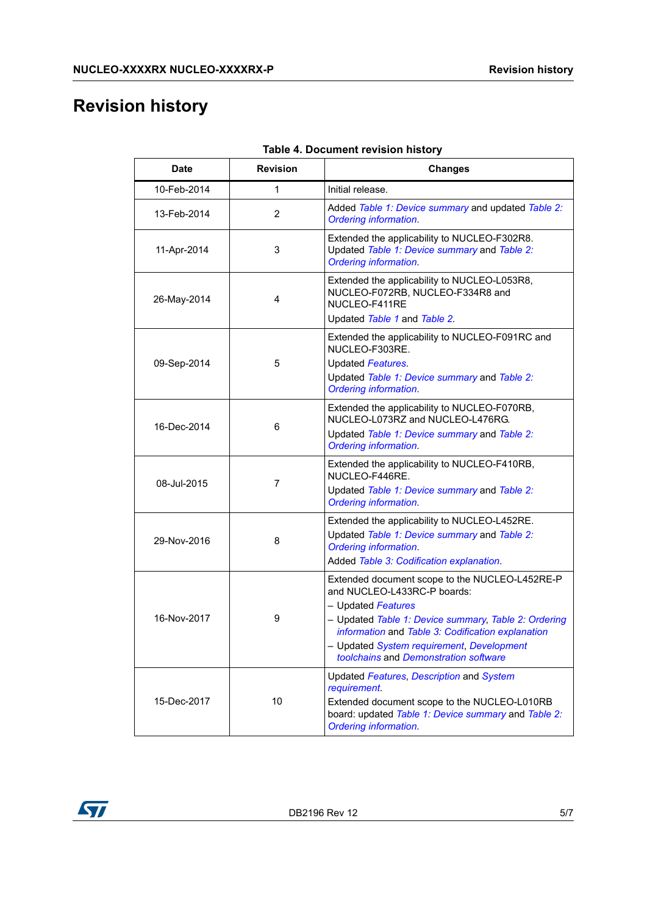# Revision history

**Table 4. Document revision history**

| Date | Revision | Changes |
|---|---|---|
| 10-Feb-2014 | 1 | Initial release. |
| 13-Feb-2014 | 2 | Added *Table 1: Device summary* and updated *Table 2: Ordering information*. |
| 11-Apr-2014 | 3 | Extended the applicability to NUCLEO-F302R8. Updated *Table 1: Device summary* and *Table 2: Ordering information*. |
| 26-May-2014 | 4 | Extended the applicability to NUCLEO-L053R8, NUCLEO-F072RB, NUCLEO-F334R8 and NUCLEO-F411RE<br>Updated *Table 1* and *Table 2*. |
| 09-Sep-2014 | 5 | Extended the applicability to NUCLEO-F091RC and NUCLEO-F303RE.<br>Updated *Features*.<br>Updated *Table 1: Device summary* and *Table 2: Ordering information*. |
| 16-Dec-2014 | 6 | Extended the applicability to NUCLEO-F070RB, NUCLEO-L073RZ and NUCLEO-L476RG.<br>Updated *Table 1: Device summary* and *Table 2: Ordering information*. |
| 08-Jul-2015 | 7 | Extended the applicability to NUCLEO-F410RB, NUCLEO-F446RE.<br>Updated *Table 1: Device summary* and *Table 2: Ordering information*. |
| 29-Nov-2016 | 8 | Extended the applicability to NUCLEO-L452RE.<br>Updated *Table 1: Device summary* and *Table 2: Ordering information*.<br>Added *Table 3: Codification explanation*. |
| 16-Nov-2017 | 9 | Extended document scope to the NUCLEO-L452RE-P and NUCLEO-L433RC-P boards:<br>– Updated *Features*<br>– Updated *Table 1: Device summary*, *Table 2: Ordering information* and *Table 3: Codification explanation*<br>– Updated *System requirement*, *Development toolchains* and *Demonstration software* |
| 15-Dec-2017 | 10 | Updated *Features*, *Description* and *System requirement*.<br>Extended document scope to the NUCLEO-L010RB board: updated *Table 1: Device summary* and *Table 2: Ordering information*. |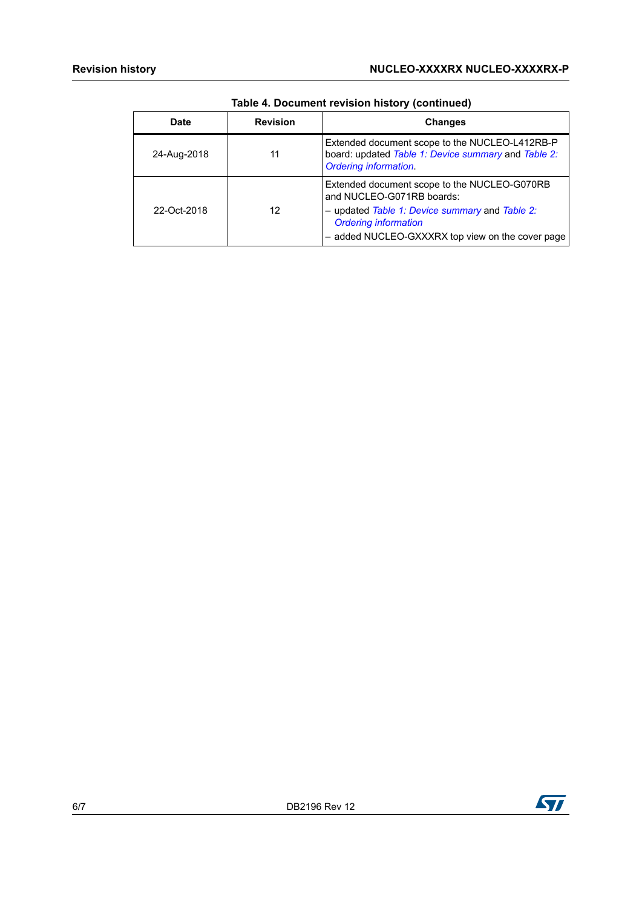Table 4. Document revision history (continued)

| Date | Revision | Changes |
|---|---|---|
| 24-Aug-2018 | 11 | Extended document scope to the NUCLEO-L412RB-P board: updated *Table 1: Device summary* and *Table 2: Ordering information*. |
| 22-Oct-2018 | 12 | Extended document scope to the NUCLEO-G070RB and NUCLEO-G071RB boards:<br>– updated *Table 1: Device summary* and *Table 2: Ordering information*<br>– added NUCLEO-GXXXRX top view on the cover page |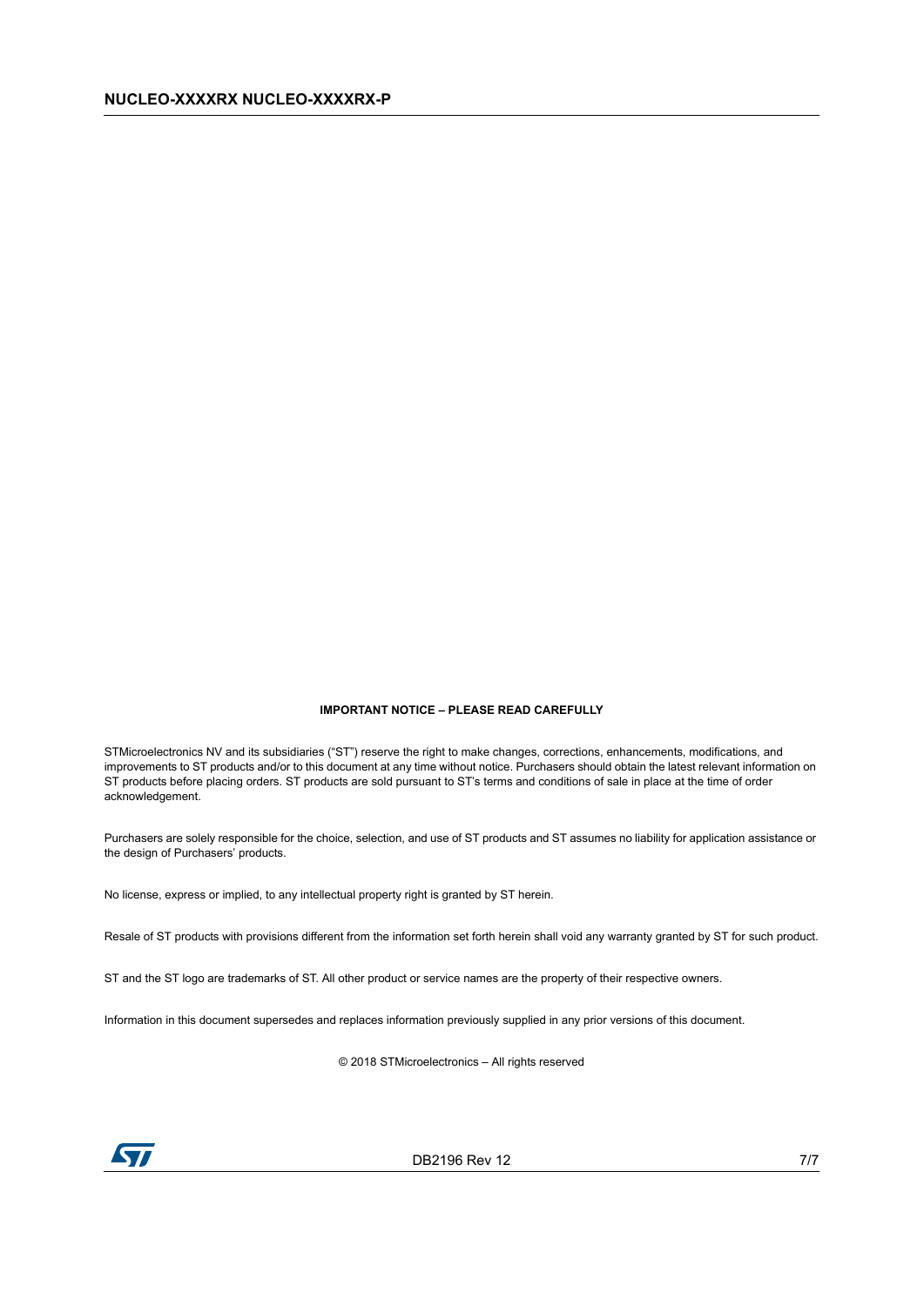**IMPORTANT NOTICE – PLEASE READ CAREFULLY**

STMicroelectronics NV and its subsidiaries (“ST”) reserve the right to make changes, corrections, enhancements, modifications, and improvements to ST products and/or to this document at any time without notice. Purchasers should obtain the latest relevant information on ST products before placing orders. ST products are sold pursuant to ST’s terms and conditions of sale in place at the time of order acknowledgement.

Purchasers are solely responsible for the choice, selection, and use of ST products and ST assumes no liability for application assistance or the design of Purchasers’ products.

No license, express or implied, to any intellectual property right is granted by ST herein.

Resale of ST products with provisions different from the information set forth herein shall void any warranty granted by ST for such product.

ST and the ST logo are trademarks of ST. All other product or service names are the property of their respective owners.

Information in this document supersedes and replaces information previously supplied in any prior versions of this document.

© 2018 STMicroelectronics – All rights reserved